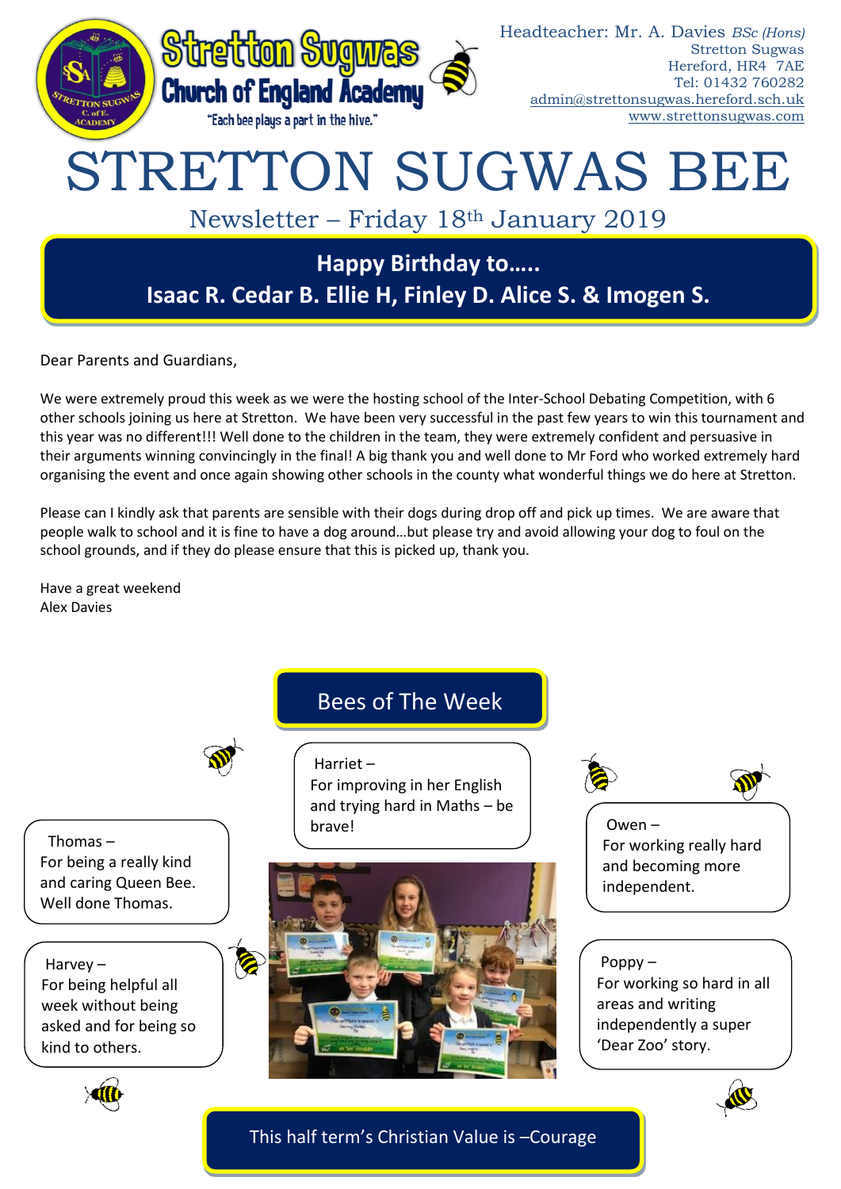Stretton Sugwas Church of England Academy

"Each bee plays a part in the hive."

Headteacher: Mr. A. Davies *BSc (Hons)*
Stretton Sugwas
Hereford, HR4 7AE
Tel: 01432 760282
admin@strettonsugwas.hereford.sch.uk
www.strettonsugwas.com

# STRETTON SUGWAS BEE

## Newsletter – Friday 18th January 2019

**Happy Birthday to…..**
**Isaac R. Cedar B. Ellie H, Finley D. Alice S. & Imogen S.**

Dear Parents and Guardians,

We were extremely proud this week as we were the hosting school of the Inter-School Debating Competition, with 6 other schools joining us here at Stretton. We have been very successful in the past few years to win this tournament and this year was no different!!! Well done to the children in the team, they were extremely confident and persuasive in their arguments winning convincingly in the final! A big thank you and well done to Mr Ford who worked extremely hard organising the event and once again showing other schools in the county what wonderful things we do here at Stretton.

Please can I kindly ask that parents are sensible with their dogs during drop off and pick up times. We are aware that people walk to school and it is fine to have a dog around…but please try and avoid allowing your dog to foul on the school grounds, and if they do please ensure that this is picked up, thank you.

Have a great weekend
Alex Davies

## Bees of The Week

Harriet – For improving in her English and trying hard in Maths – be brave!

Thomas – For being a really kind and caring Queen Bee. Well done Thomas.

Owen – For working really hard and becoming more independent.

Harvey – For being helpful all week without being asked and for being so kind to others.

Poppy – For working so hard in all areas and writing independently a super 'Dear Zoo' story.

This half term's Christian Value is –Courage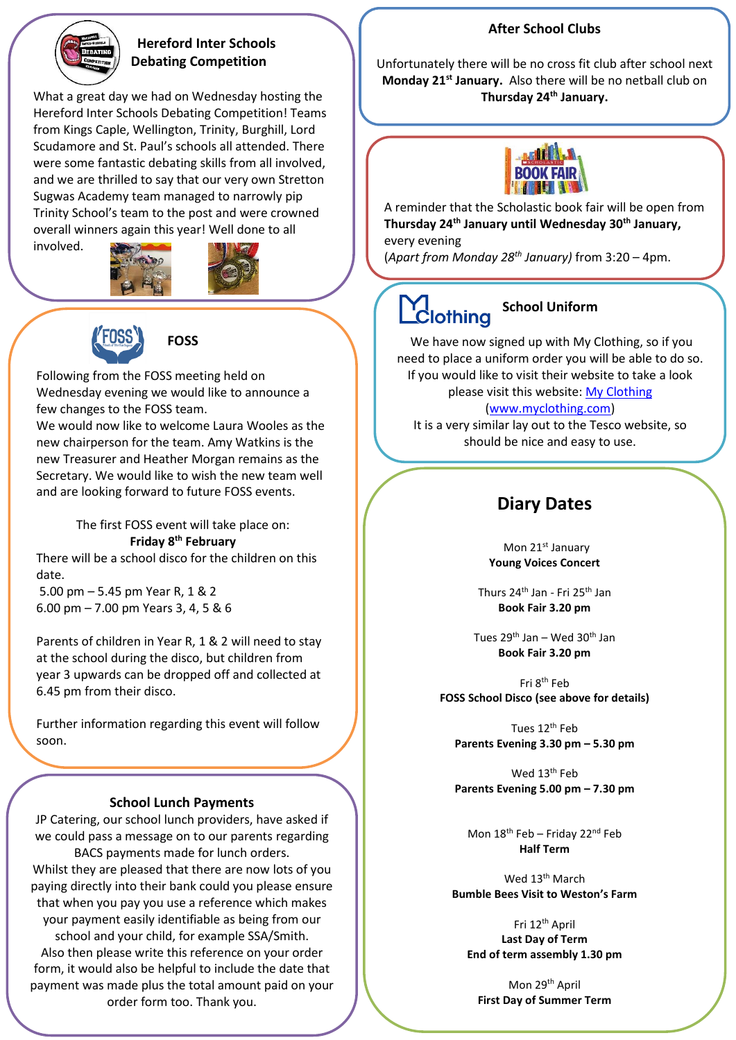## Hereford Inter Schools Debating Competition

What a great day we had on Wednesday hosting the Hereford Inter Schools Debating Competition! Teams from Kings Caple, Wellington, Trinity, Burghill, Lord Scudamore and St. Paul's schools all attended. There were some fantastic debating skills from all involved, and we are thrilled to say that our very own Stretton Sugwas Academy team managed to narrowly pip Trinity School's team to the post and were crowned overall winners again this year! Well done to all involved.

## FOSS

Following from the FOSS meeting held on Wednesday evening we would like to announce a few changes to the FOSS team.
We would now like to welcome Laura Wooles as the new chairperson for the team. Amy Watkins is the new Treasurer and Heather Morgan remains as the Secretary. We would like to wish the new team well and are looking forward to future FOSS events.

The first FOSS event will take place on:
**Friday 8th February**
There will be a school disco for the children on this date.
5.00 pm – 5.45 pm Year R, 1 & 2
6.00 pm – 7.00 pm Years 3, 4, 5 & 6

Parents of children in Year R, 1 & 2 will need to stay at the school during the disco, but children from year 3 upwards can be dropped off and collected at 6.45 pm from their disco.

Further information regarding this event will follow soon.

## School Lunch Payments

JP Catering, our school lunch providers, have asked if we could pass a message on to our parents regarding BACS payments made for lunch orders.
Whilst they are pleased that there are now lots of you paying directly into their bank could you please ensure that when you pay you use a reference which makes your payment easily identifiable as being from our school and your child, for example SSA/Smith.
Also then please write this reference on your order form, it would also be helpful to include the date that payment was made plus the total amount paid on your order form too. Thank you.

## After School Clubs

Unfortunately there will be no cross fit club after school next **Monday 21st January.** Also there will be no netball club on **Thursday 24th January.**

## Book Fair

A reminder that the Scholastic book fair will be open from **Thursday 24th January until Wednesday 30th January,** every evening
(*Apart from Monday 28th January*) from 3:20 – 4pm.

## School Uniform

We have now signed up with My Clothing, so if you need to place a uniform order you will be able to do so. If you would like to visit their website to take a look please visit this website: My Clothing (www.myclothing.com)
It is a very similar lay out to the Tesco website, so should be nice and easy to use.

## Diary Dates

Mon 21st January
**Young Voices Concert**

Thurs 24th Jan - Fri 25th Jan
**Book Fair 3.20 pm**

Tues 29th Jan – Wed 30th Jan
**Book Fair 3.20 pm**

Fri 8th Feb
**FOSS School Disco (see above for details)**

Tues 12th Feb
**Parents Evening 3.30 pm – 5.30 pm**

Wed 13th Feb
**Parents Evening 5.00 pm – 7.30 pm**

Mon 18th Feb – Friday 22nd Feb
**Half Term**

Wed 13th March
**Bumble Bees Visit to Weston's Farm**

Fri 12th April
**Last Day of Term**
**End of term assembly 1.30 pm**

Mon 29th April
**First Day of Summer Term**